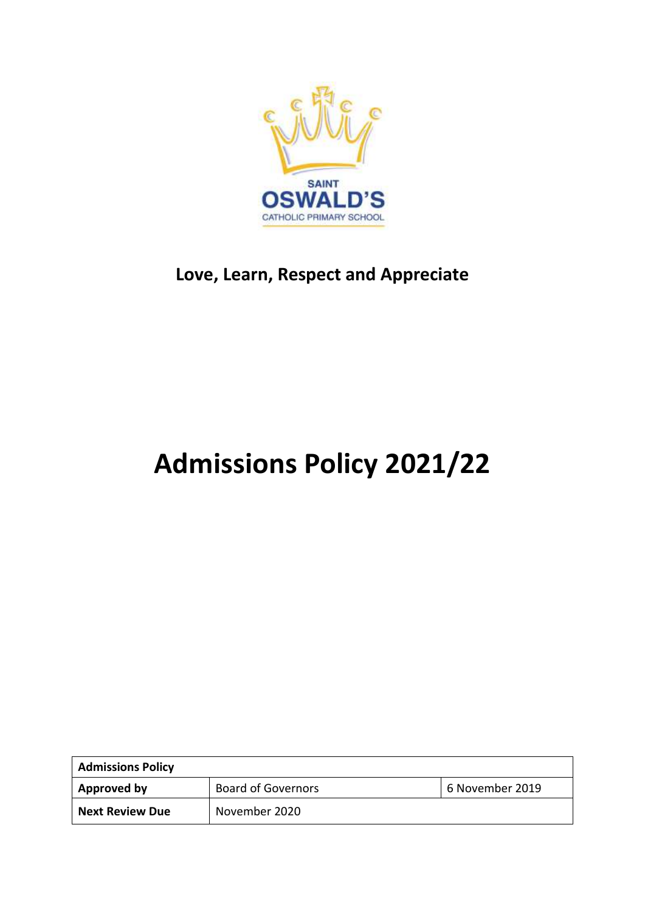SAINT
OSWALD'S
CATHOLIC PRIMARY SCHOOL

**Love, Learn, Respect and Appreciate**

# Admissions Policy 2021/22

| **Admissions Policy** | | |
|---|---|---|
| **Approved by** | Board of Governors | 6 November 2019 |
| **Next Review Due** | November 2020 | |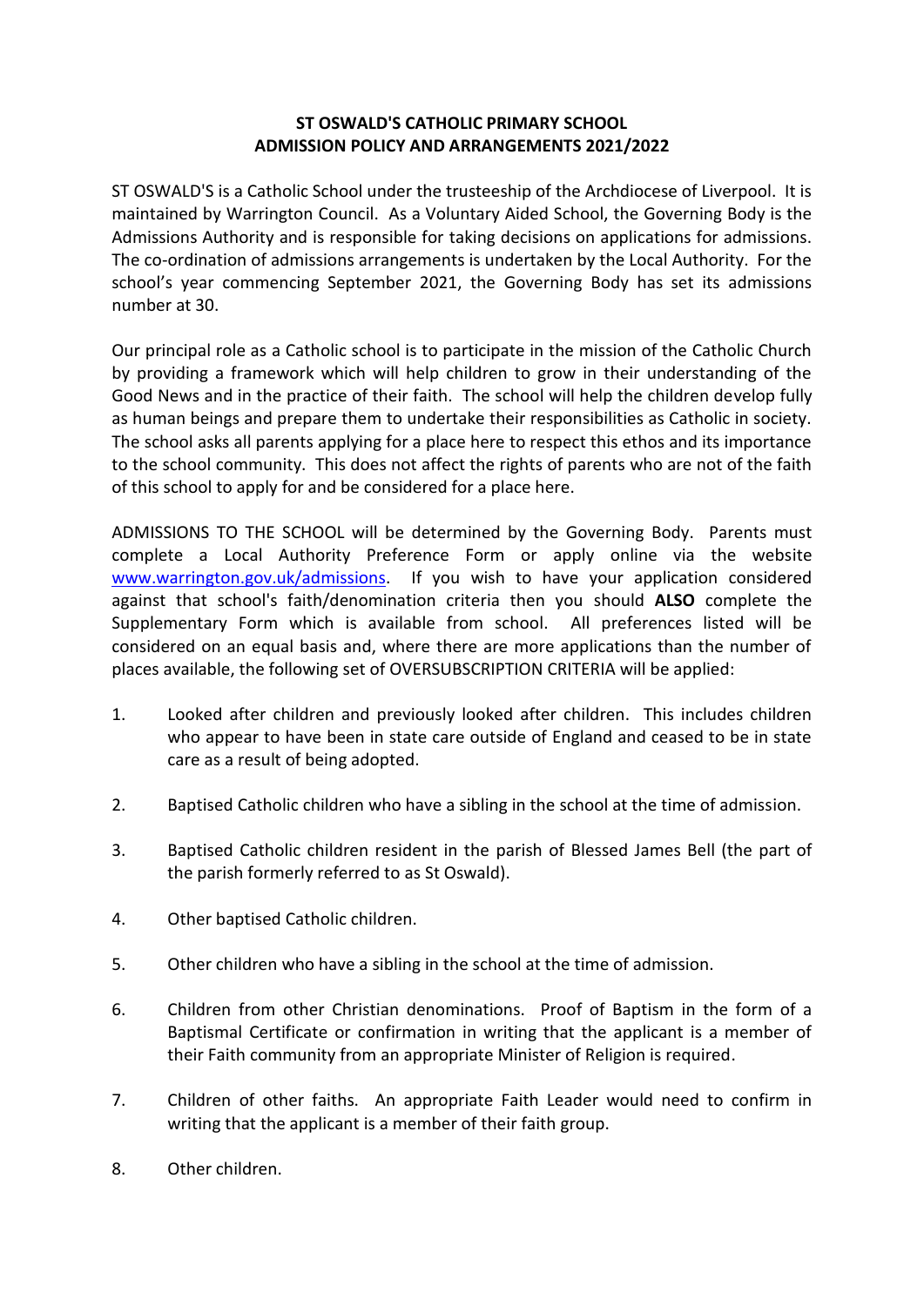# ST OSWALD'S CATHOLIC PRIMARY SCHOOL
## ADMISSION POLICY AND ARRANGEMENTS 2021/2022

ST OSWALD'S is a Catholic School under the trusteeship of the Archdiocese of Liverpool. It is maintained by Warrington Council. As a Voluntary Aided School, the Governing Body is the Admissions Authority and is responsible for taking decisions on applications for admissions. The co-ordination of admissions arrangements is undertaken by the Local Authority. For the school's year commencing September 2021, the Governing Body has set its admissions number at 30.

Our principal role as a Catholic school is to participate in the mission of the Catholic Church by providing a framework which will help children to grow in their understanding of the Good News and in the practice of their faith. The school will help the children develop fully as human beings and prepare them to undertake their responsibilities as Catholic in society. The school asks all parents applying for a place here to respect this ethos and its importance to the school community. This does not affect the rights of parents who are not of the faith of this school to apply for and be considered for a place here.

ADMISSIONS TO THE SCHOOL will be determined by the Governing Body. Parents must complete a Local Authority Preference Form or apply online via the website [www.warrington.gov.uk/admissions](www.warrington.gov.uk/admissions). If you wish to have your application considered against that school's faith/denomination criteria then you should **ALSO** complete the Supplementary Form which is available from school. All preferences listed will be considered on an equal basis and, where there are more applications than the number of places available, the following set of OVERSUBSCRIPTION CRITERIA will be applied:

1. Looked after children and previously looked after children. This includes children who appear to have been in state care outside of England and ceased to be in state care as a result of being adopted.
2. Baptised Catholic children who have a sibling in the school at the time of admission.
3. Baptised Catholic children resident in the parish of Blessed James Bell (the part of the parish formerly referred to as St Oswald).
4. Other baptised Catholic children.
5. Other children who have a sibling in the school at the time of admission.
6. Children from other Christian denominations. Proof of Baptism in the form of a Baptismal Certificate or confirmation in writing that the applicant is a member of their Faith community from an appropriate Minister of Religion is required.
7. Children of other faiths. An appropriate Faith Leader would need to confirm in writing that the applicant is a member of their faith group.
8. Other children.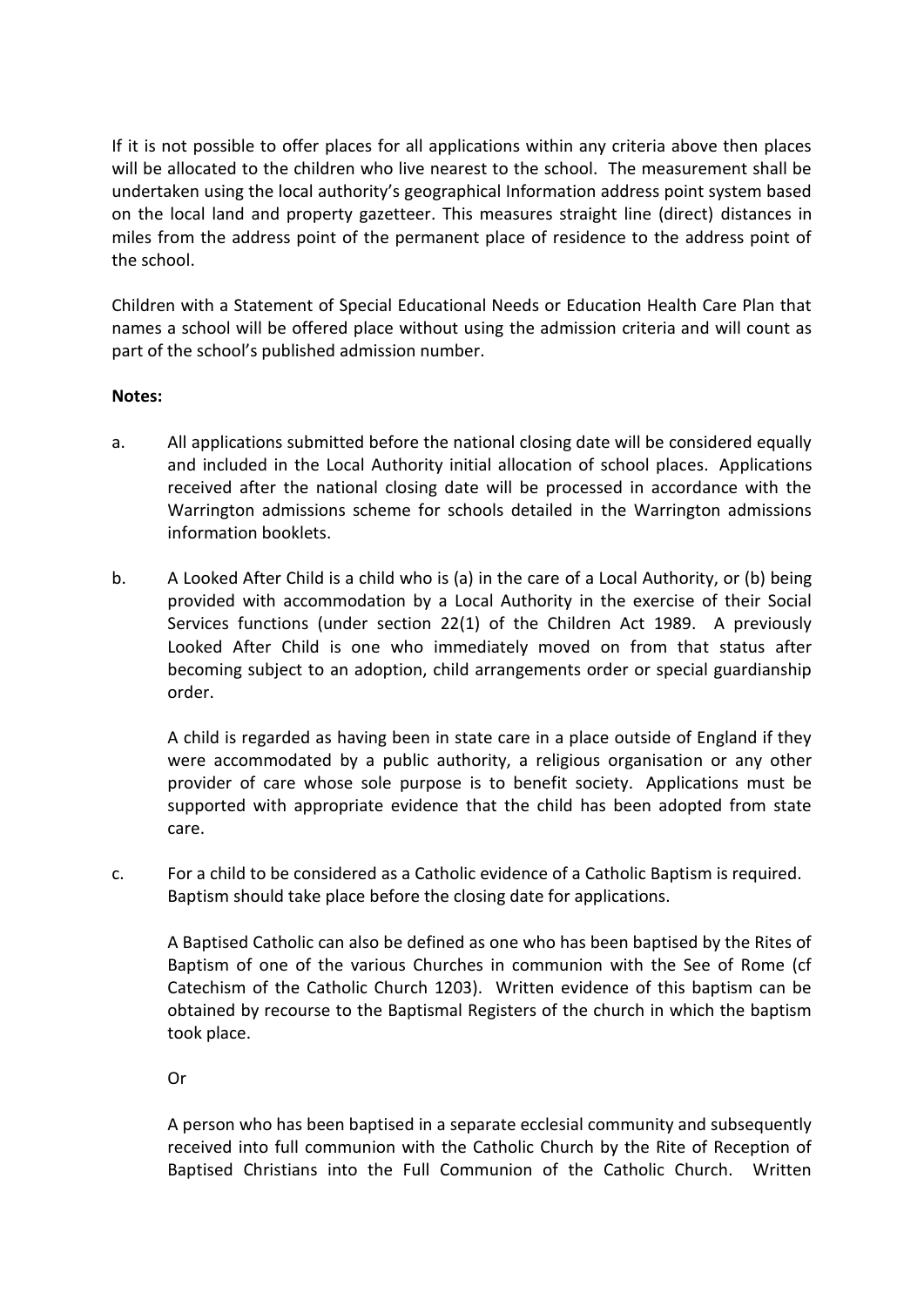If it is not possible to offer places for all applications within any criteria above then places will be allocated to the children who live nearest to the school. The measurement shall be undertaken using the local authority's geographical Information address point system based on the local land and property gazetteer. This measures straight line (direct) distances in miles from the address point of the permanent place of residence to the address point of the school.

Children with a Statement of Special Educational Needs or Education Health Care Plan that names a school will be offered place without using the admission criteria and will count as part of the school's published admission number.

**Notes:**

a. All applications submitted before the national closing date will be considered equally and included in the Local Authority initial allocation of school places. Applications received after the national closing date will be processed in accordance with the Warrington admissions scheme for schools detailed in the Warrington admissions information booklets.

b. A Looked After Child is a child who is (a) in the care of a Local Authority, or (b) being provided with accommodation by a Local Authority in the exercise of their Social Services functions (under section 22(1) of the Children Act 1989. A previously Looked After Child is one who immediately moved on from that status after becoming subject to an adoption, child arrangements order or special guardianship order.

   A child is regarded as having been in state care in a place outside of England if they were accommodated by a public authority, a religious organisation or any other provider of care whose sole purpose is to benefit society. Applications must be supported with appropriate evidence that the child has been adopted from state care.

c. For a child to be considered as a Catholic evidence of a Catholic Baptism is required. Baptism should take place before the closing date for applications.

   A Baptised Catholic can also be defined as one who has been baptised by the Rites of Baptism of one of the various Churches in communion with the See of Rome (cf Catechism of the Catholic Church 1203). Written evidence of this baptism can be obtained by recourse to the Baptismal Registers of the church in which the baptism took place.

   Or

   A person who has been baptised in a separate ecclesial community and subsequently received into full communion with the Catholic Church by the Rite of Reception of Baptised Christians into the Full Communion of the Catholic Church. Written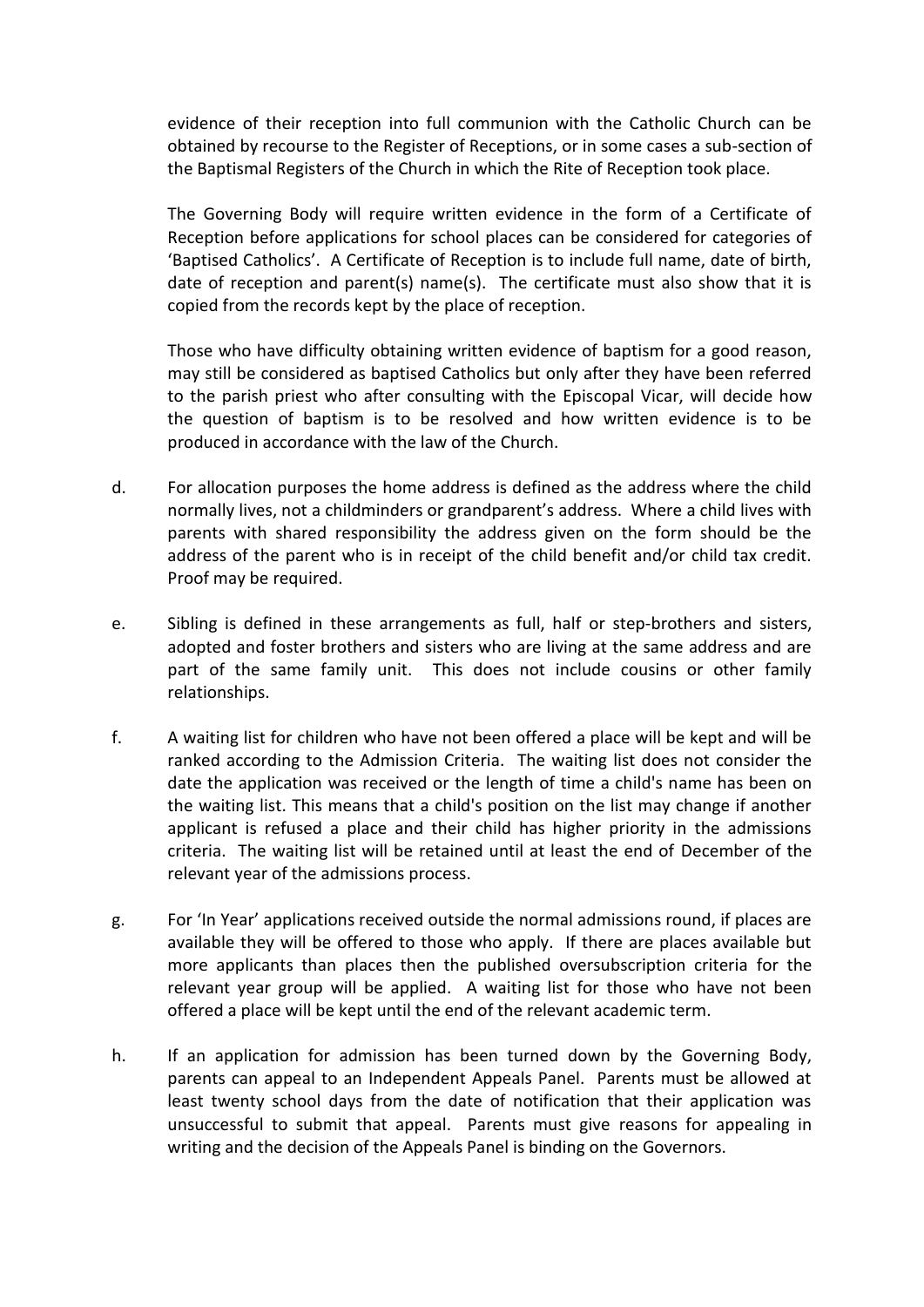evidence of their reception into full communion with the Catholic Church can be obtained by recourse to the Register of Receptions, or in some cases a sub-section of the Baptismal Registers of the Church in which the Rite of Reception took place.

The Governing Body will require written evidence in the form of a Certificate of Reception before applications for school places can be considered for categories of 'Baptised Catholics'. A Certificate of Reception is to include full name, date of birth, date of reception and parent(s) name(s). The certificate must also show that it is copied from the records kept by the place of reception.

Those who have difficulty obtaining written evidence of baptism for a good reason, may still be considered as baptised Catholics but only after they have been referred to the parish priest who after consulting with the Episcopal Vicar, will decide how the question of baptism is to be resolved and how written evidence is to be produced in accordance with the law of the Church.

d. For allocation purposes the home address is defined as the address where the child normally lives, not a childminders or grandparent's address. Where a child lives with parents with shared responsibility the address given on the form should be the address of the parent who is in receipt of the child benefit and/or child tax credit. Proof may be required.

e. Sibling is defined in these arrangements as full, half or step-brothers and sisters, adopted and foster brothers and sisters who are living at the same address and are part of the same family unit. This does not include cousins or other family relationships.

f. A waiting list for children who have not been offered a place will be kept and will be ranked according to the Admission Criteria. The waiting list does not consider the date the application was received or the length of time a child's name has been on the waiting list. This means that a child's position on the list may change if another applicant is refused a place and their child has higher priority in the admissions criteria. The waiting list will be retained until at least the end of December of the relevant year of the admissions process.

g. For 'In Year' applications received outside the normal admissions round, if places are available they will be offered to those who apply. If there are places available but more applicants than places then the published oversubscription criteria for the relevant year group will be applied. A waiting list for those who have not been offered a place will be kept until the end of the relevant academic term.

h. If an application for admission has been turned down by the Governing Body, parents can appeal to an Independent Appeals Panel. Parents must be allowed at least twenty school days from the date of notification that their application was unsuccessful to submit that appeal. Parents must give reasons for appealing in writing and the decision of the Appeals Panel is binding on the Governors.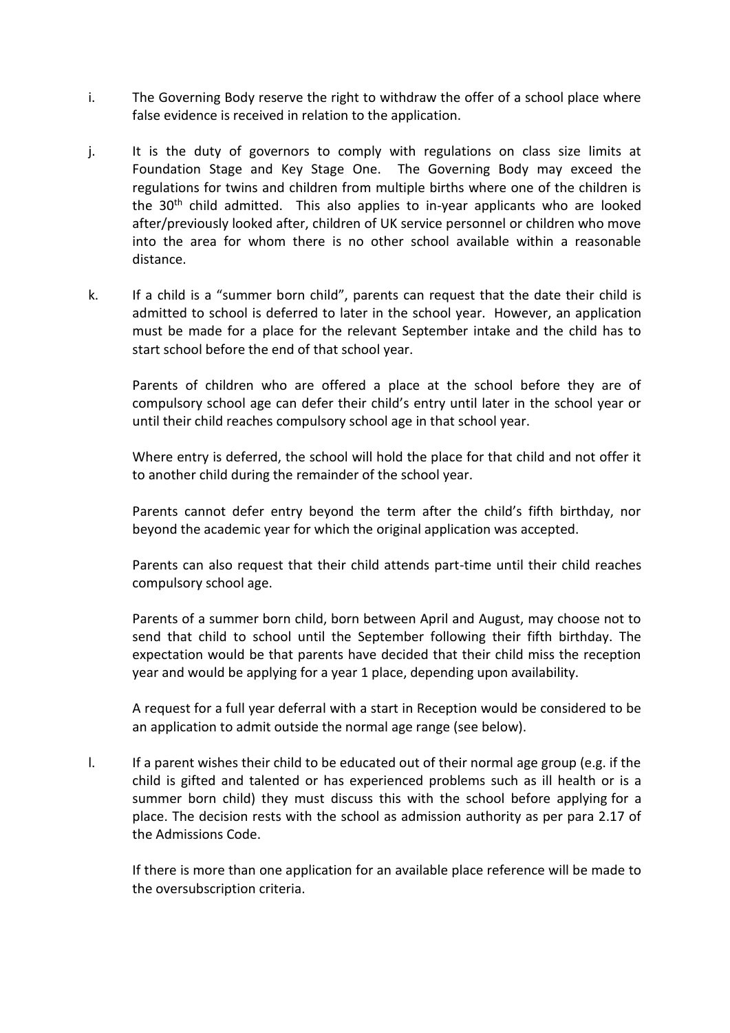i. The Governing Body reserve the right to withdraw the offer of a school place where false evidence is received in relation to the application.

j. It is the duty of governors to comply with regulations on class size limits at Foundation Stage and Key Stage One. The Governing Body may exceed the regulations for twins and children from multiple births where one of the children is the 30th child admitted. This also applies to in-year applicants who are looked after/previously looked after, children of UK service personnel or children who move into the area for whom there is no other school available within a reasonable distance.

k. If a child is a "summer born child", parents can request that the date their child is admitted to school is deferred to later in the school year. However, an application must be made for a place for the relevant September intake and the child has to start school before the end of that school year.

   Parents of children who are offered a place at the school before they are of compulsory school age can defer their child's entry until later in the school year or until their child reaches compulsory school age in that school year.

   Where entry is deferred, the school will hold the place for that child and not offer it to another child during the remainder of the school year.

   Parents cannot defer entry beyond the term after the child's fifth birthday, nor beyond the academic year for which the original application was accepted.

   Parents can also request that their child attends part-time until their child reaches compulsory school age.

   Parents of a summer born child, born between April and August, may choose not to send that child to school until the September following their fifth birthday. The expectation would be that parents have decided that their child miss the reception year and would be applying for a year 1 place, depending upon availability.

   A request for a full year deferral with a start in Reception would be considered to be an application to admit outside the normal age range (see below).

l. If a parent wishes their child to be educated out of their normal age group (e.g. if the child is gifted and talented or has experienced problems such as ill health or is a summer born child) they must discuss this with the school before applying for a place. The decision rests with the school as admission authority as per para 2.17 of the Admissions Code.

   If there is more than one application for an available place reference will be made to the oversubscription criteria.